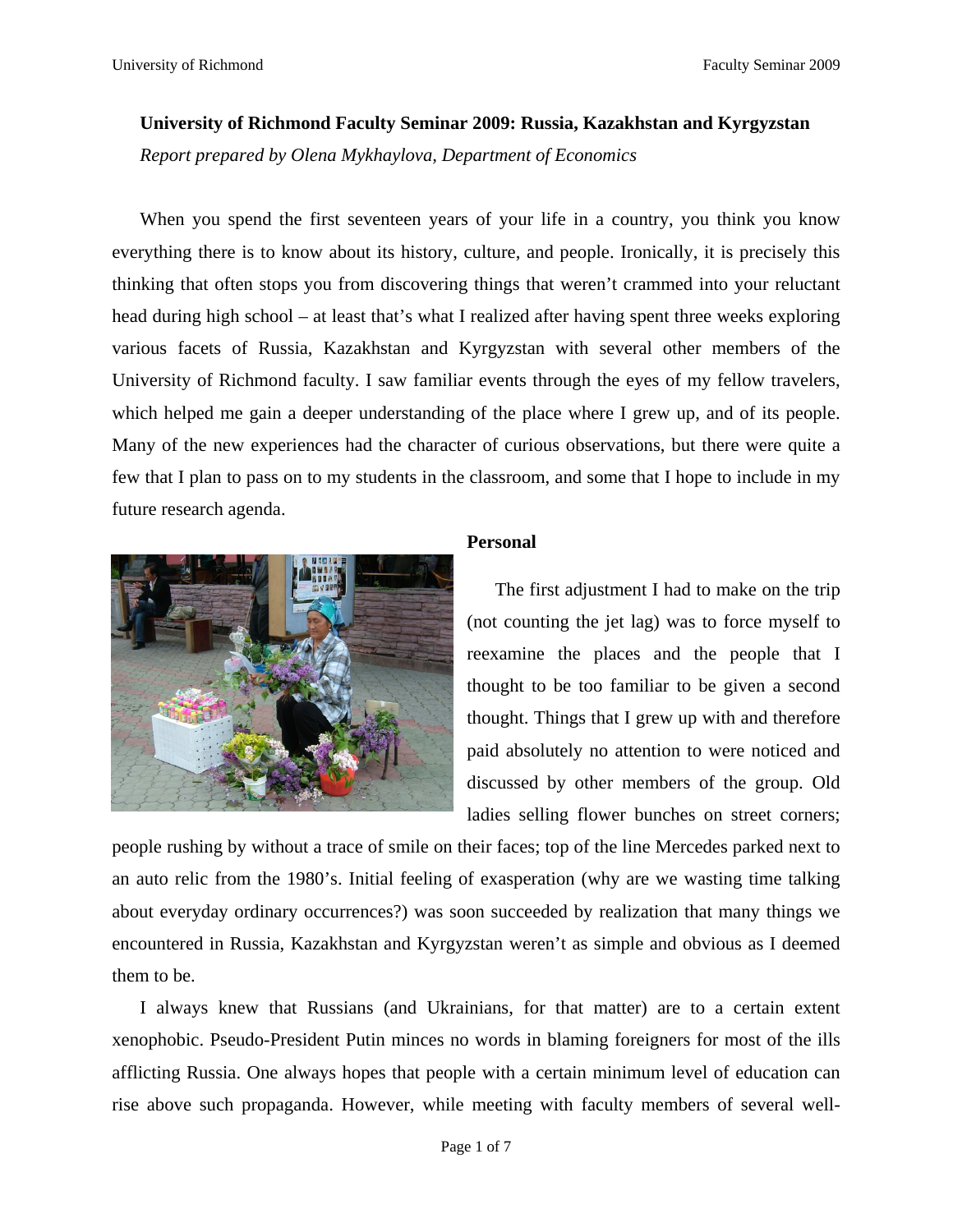**University of Richmond Faculty Seminar 2009: Russia, Kazakhstan and Kyrgyzstan**

*Report prepared by Olena Mykhaylova, Department of Economics*

When you spend the first seventeen years of your life in a country, you think you know everything there is to know about its history, culture, and people. Ironically, it is precisely this thinking that often stops you from discovering things that weren't crammed into your reluctant head during high school – at least that's what I realized after having spent three weeks exploring various facets of Russia, Kazakhstan and Kyrgyzstan with several other members of the University of Richmond faculty. I saw familiar events through the eyes of my fellow travelers, which helped me gain a deeper understanding of the place where I grew up, and of its people. Many of the new experiences had the character of curious observations, but there were quite a few that I plan to pass on to my students in the classroom, and some that I hope to include in my future research agenda.

## Personal

The first adjustment I had to make on the trip (not counting the jet lag) was to force myself to reexamine the places and the people that I thought to be too familiar to be given a second thought. Things that I grew up with and therefore paid absolutely no attention to were noticed and discussed by other members of the group. Old ladies selling flower bunches on street corners; people rushing by without a trace of smile on their faces; top of the line Mercedes parked next to an auto relic from the 1980's. Initial feeling of exasperation (why are we wasting time talking about everyday ordinary occurrences?) was soon succeeded by realization that many things we encountered in Russia, Kazakhstan and Kyrgyzstan weren't as simple and obvious as I deemed them to be.

I always knew that Russians (and Ukrainians, for that matter) are to a certain extent xenophobic. Pseudo-President Putin minces no words in blaming foreigners for most of the ills afflicting Russia. One always hopes that people with a certain minimum level of education can rise above such propaganda. However, while meeting with faculty members of several well-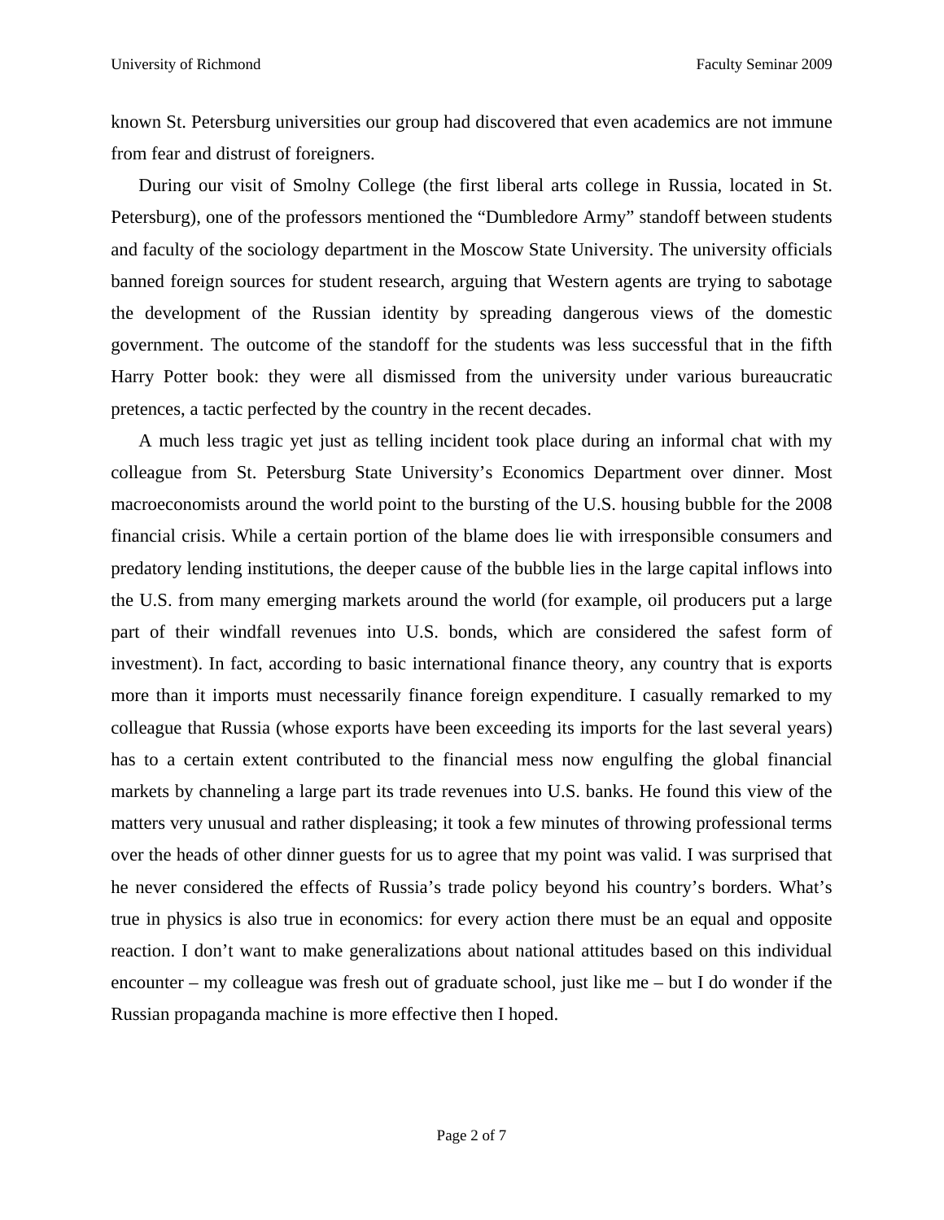known St. Petersburg universities our group had discovered that even academics are not immune from fear and distrust of foreigners.

During our visit of Smolny College (the first liberal arts college in Russia, located in St. Petersburg), one of the professors mentioned the "Dumbledore Army" standoff between students and faculty of the sociology department in the Moscow State University. The university officials banned foreign sources for student research, arguing that Western agents are trying to sabotage the development of the Russian identity by spreading dangerous views of the domestic government. The outcome of the standoff for the students was less successful that in the fifth Harry Potter book: they were all dismissed from the university under various bureaucratic pretences, a tactic perfected by the country in the recent decades.

A much less tragic yet just as telling incident took place during an informal chat with my colleague from St. Petersburg State University's Economics Department over dinner. Most macroeconomists around the world point to the bursting of the U.S. housing bubble for the 2008 financial crisis. While a certain portion of the blame does lie with irresponsible consumers and predatory lending institutions, the deeper cause of the bubble lies in the large capital inflows into the U.S. from many emerging markets around the world (for example, oil producers put a large part of their windfall revenues into U.S. bonds, which are considered the safest form of investment). In fact, according to basic international finance theory, any country that is exports more than it imports must necessarily finance foreign expenditure. I casually remarked to my colleague that Russia (whose exports have been exceeding its imports for the last several years) has to a certain extent contributed to the financial mess now engulfing the global financial markets by channeling a large part its trade revenues into U.S. banks. He found this view of the matters very unusual and rather displeasing; it took a few minutes of throwing professional terms over the heads of other dinner guests for us to agree that my point was valid. I was surprised that he never considered the effects of Russia's trade policy beyond his country's borders. What's true in physics is also true in economics: for every action there must be an equal and opposite reaction. I don't want to make generalizations about national attitudes based on this individual encounter – my colleague was fresh out of graduate school, just like me – but I do wonder if the Russian propaganda machine is more effective then I hoped.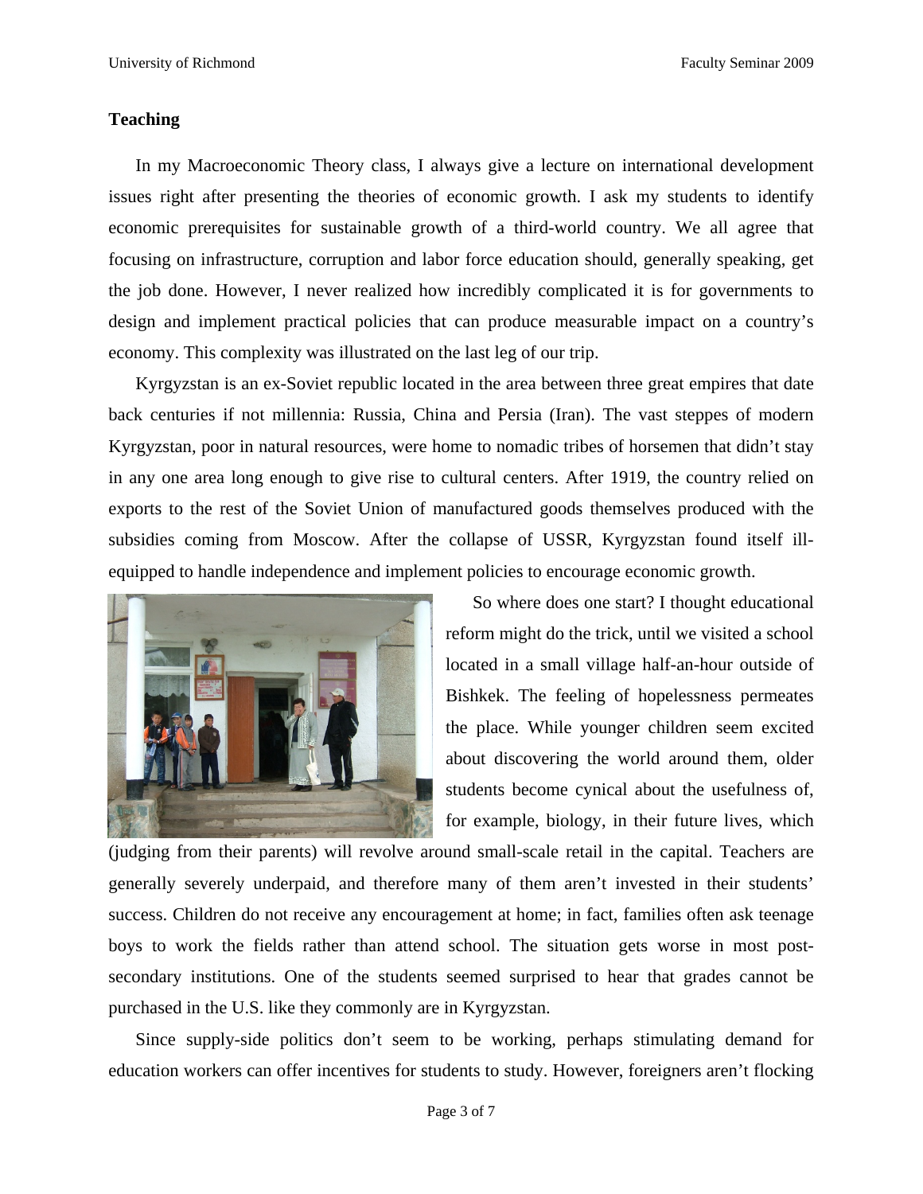**Teaching**

In my Macroeconomic Theory class, I always give a lecture on international development issues right after presenting the theories of economic growth. I ask my students to identify economic prerequisites for sustainable growth of a third-world country. We all agree that focusing on infrastructure, corruption and labor force education should, generally speaking, get the job done. However, I never realized how incredibly complicated it is for governments to design and implement practical policies that can produce measurable impact on a country's economy. This complexity was illustrated on the last leg of our trip.

Kyrgyzstan is an ex-Soviet republic located in the area between three great empires that date back centuries if not millennia: Russia, China and Persia (Iran). The vast steppes of modern Kyrgyzstan, poor in natural resources, were home to nomadic tribes of horsemen that didn't stay in any one area long enough to give rise to cultural centers. After 1919, the country relied on exports to the rest of the Soviet Union of manufactured goods themselves produced with the subsidies coming from Moscow. After the collapse of USSR, Kyrgyzstan found itself ill-equipped to handle independence and implement policies to encourage economic growth.

So where does one start? I thought educational reform might do the trick, until we visited a school located in a small village half-an-hour outside of Bishkek. The feeling of hopelessness permeates the place. While younger children seem excited about discovering the world around them, older students become cynical about the usefulness of, for example, biology, in their future lives, which (judging from their parents) will revolve around small-scale retail in the capital. Teachers are generally severely underpaid, and therefore many of them aren't invested in their students' success. Children do not receive any encouragement at home; in fact, families often ask teenage boys to work the fields rather than attend school. The situation gets worse in most post-secondary institutions. One of the students seemed surprised to hear that grades cannot be purchased in the U.S. like they commonly are in Kyrgyzstan.

Since supply-side politics don't seem to be working, perhaps stimulating demand for education workers can offer incentives for students to study. However, foreigners aren't flocking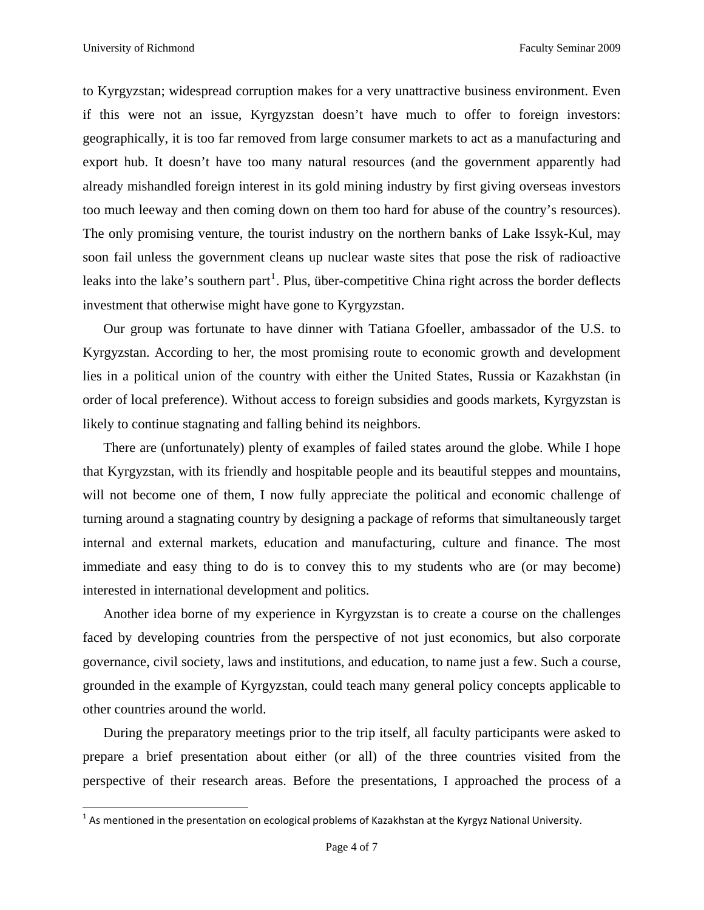to Kyrgyzstan; widespread corruption makes for a very unattractive business environment. Even if this were not an issue, Kyrgyzstan doesn't have much to offer to foreign investors: geographically, it is too far removed from large consumer markets to act as a manufacturing and export hub. It doesn't have too many natural resources (and the government apparently had already mishandled foreign interest in its gold mining industry by first giving overseas investors too much leeway and then coming down on them too hard for abuse of the country's resources). The only promising venture, the tourist industry on the northern banks of Lake Issyk-Kul, may soon fail unless the government cleans up nuclear waste sites that pose the risk of radioactive leaks into the lake's southern part[1]. Plus, über-competitive China right across the border deflects investment that otherwise might have gone to Kyrgyzstan.

Our group was fortunate to have dinner with Tatiana Gfoeller, ambassador of the U.S. to Kyrgyzstan. According to her, the most promising route to economic growth and development lies in a political union of the country with either the United States, Russia or Kazakhstan (in order of local preference). Without access to foreign subsidies and goods markets, Kyrgyzstan is likely to continue stagnating and falling behind its neighbors.

There are (unfortunately) plenty of examples of failed states around the globe. While I hope that Kyrgyzstan, with its friendly and hospitable people and its beautiful steppes and mountains, will not become one of them, I now fully appreciate the political and economic challenge of turning around a stagnating country by designing a package of reforms that simultaneously target internal and external markets, education and manufacturing, culture and finance. The most immediate and easy thing to do is to convey this to my students who are (or may become) interested in international development and politics.

Another idea borne of my experience in Kyrgyzstan is to create a course on the challenges faced by developing countries from the perspective of not just economics, but also corporate governance, civil society, laws and institutions, and education, to name just a few. Such a course, grounded in the example of Kyrgyzstan, could teach many general policy concepts applicable to other countries around the world.

During the preparatory meetings prior to the trip itself, all faculty participants were asked to prepare a brief presentation about either (or all) of the three countries visited from the perspective of their research areas. Before the presentations, I approached the process of a

[1] As mentioned in the presentation on ecological problems of Kazakhstan at the Kyrgyz National University.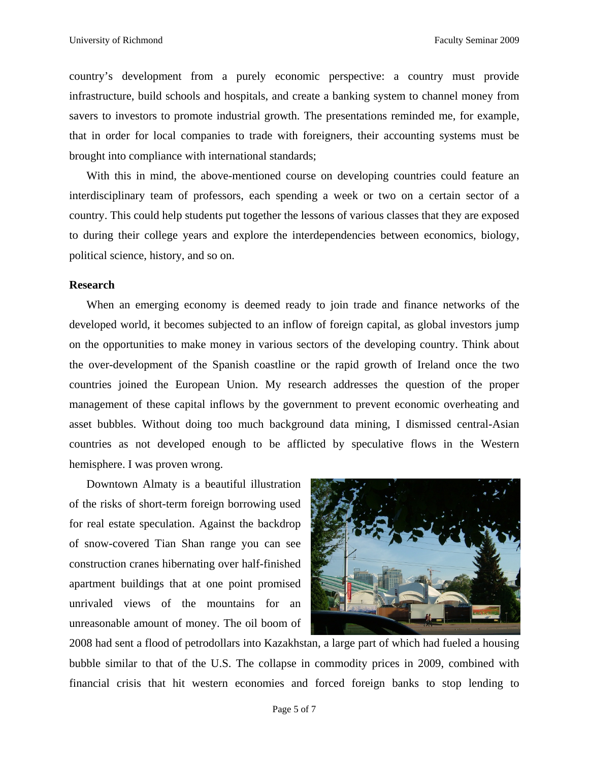country's development from a purely economic perspective: a country must provide infrastructure, build schools and hospitals, and create a banking system to channel money from savers to investors to promote industrial growth. The presentations reminded me, for example, that in order for local companies to trade with foreigners, their accounting systems must be brought into compliance with international standards;

With this in mind, the above-mentioned course on developing countries could feature an interdisciplinary team of professors, each spending a week or two on a certain sector of a country. This could help students put together the lessons of various classes that they are exposed to during their college years and explore the interdependencies between economics, biology, political science, history, and so on.

**Research**

When an emerging economy is deemed ready to join trade and finance networks of the developed world, it becomes subjected to an inflow of foreign capital, as global investors jump on the opportunities to make money in various sectors of the developing country. Think about the over-development of the Spanish coastline or the rapid growth of Ireland once the two countries joined the European Union. My research addresses the question of the proper management of these capital inflows by the government to prevent economic overheating and asset bubbles. Without doing too much background data mining, I dismissed central-Asian countries as not developed enough to be afflicted by speculative flows in the Western hemisphere. I was proven wrong.

Downtown Almaty is a beautiful illustration of the risks of short-term foreign borrowing used for real estate speculation. Against the backdrop of snow-covered Tian Shan range you can see construction cranes hibernating over half-finished apartment buildings that at one point promised unrivaled views of the mountains for an unreasonable amount of money. The oil boom of 2008 had sent a flood of petrodollars into Kazakhstan, a large part of which had fueled a housing bubble similar to that of the U.S. The collapse in commodity prices in 2009, combined with financial crisis that hit western economies and forced foreign banks to stop lending to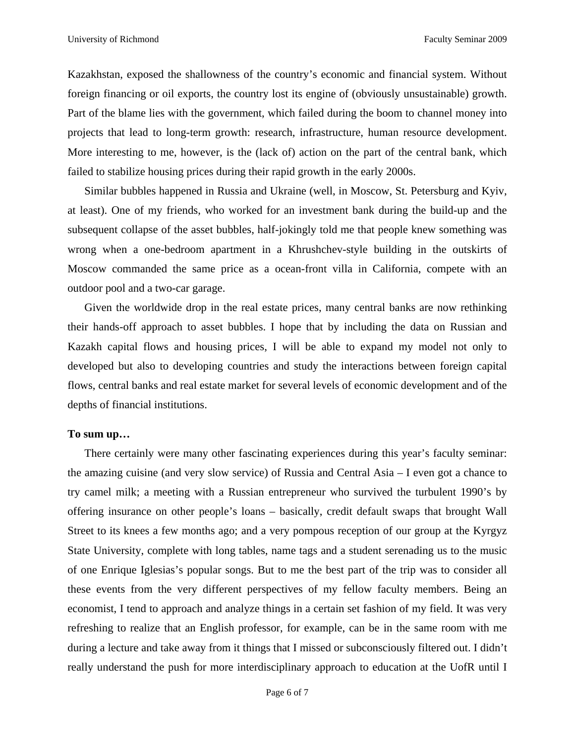Kazakhstan, exposed the shallowness of the country's economic and financial system. Without foreign financing or oil exports, the country lost its engine of (obviously unsustainable) growth. Part of the blame lies with the government, which failed during the boom to channel money into projects that lead to long-term growth: research, infrastructure, human resource development. More interesting to me, however, is the (lack of) action on the part of the central bank, which failed to stabilize housing prices during their rapid growth in the early 2000s.

Similar bubbles happened in Russia and Ukraine (well, in Moscow, St. Petersburg and Kyiv, at least). One of my friends, who worked for an investment bank during the build-up and the subsequent collapse of the asset bubbles, half-jokingly told me that people knew something was wrong when a one-bedroom apartment in a Khrushchev-style building in the outskirts of Moscow commanded the same price as a ocean-front villa in California, compete with an outdoor pool and a two-car garage.

Given the worldwide drop in the real estate prices, many central banks are now rethinking their hands-off approach to asset bubbles. I hope that by including the data on Russian and Kazakh capital flows and housing prices, I will be able to expand my model not only to developed but also to developing countries and study the interactions between foreign capital flows, central banks and real estate market for several levels of economic development and of the depths of financial institutions.

**To sum up…**

There certainly were many other fascinating experiences during this year's faculty seminar: the amazing cuisine (and very slow service) of Russia and Central Asia – I even got a chance to try camel milk; a meeting with a Russian entrepreneur who survived the turbulent 1990's by offering insurance on other people's loans – basically, credit default swaps that brought Wall Street to its knees a few months ago; and a very pompous reception of our group at the Kyrgyz State University, complete with long tables, name tags and a student serenading us to the music of one Enrique Iglesias's popular songs. But to me the best part of the trip was to consider all these events from the very different perspectives of my fellow faculty members. Being an economist, I tend to approach and analyze things in a certain set fashion of my field. It was very refreshing to realize that an English professor, for example, can be in the same room with me during a lecture and take away from it things that I missed or subconsciously filtered out. I didn't really understand the push for more interdisciplinary approach to education at the UofR until I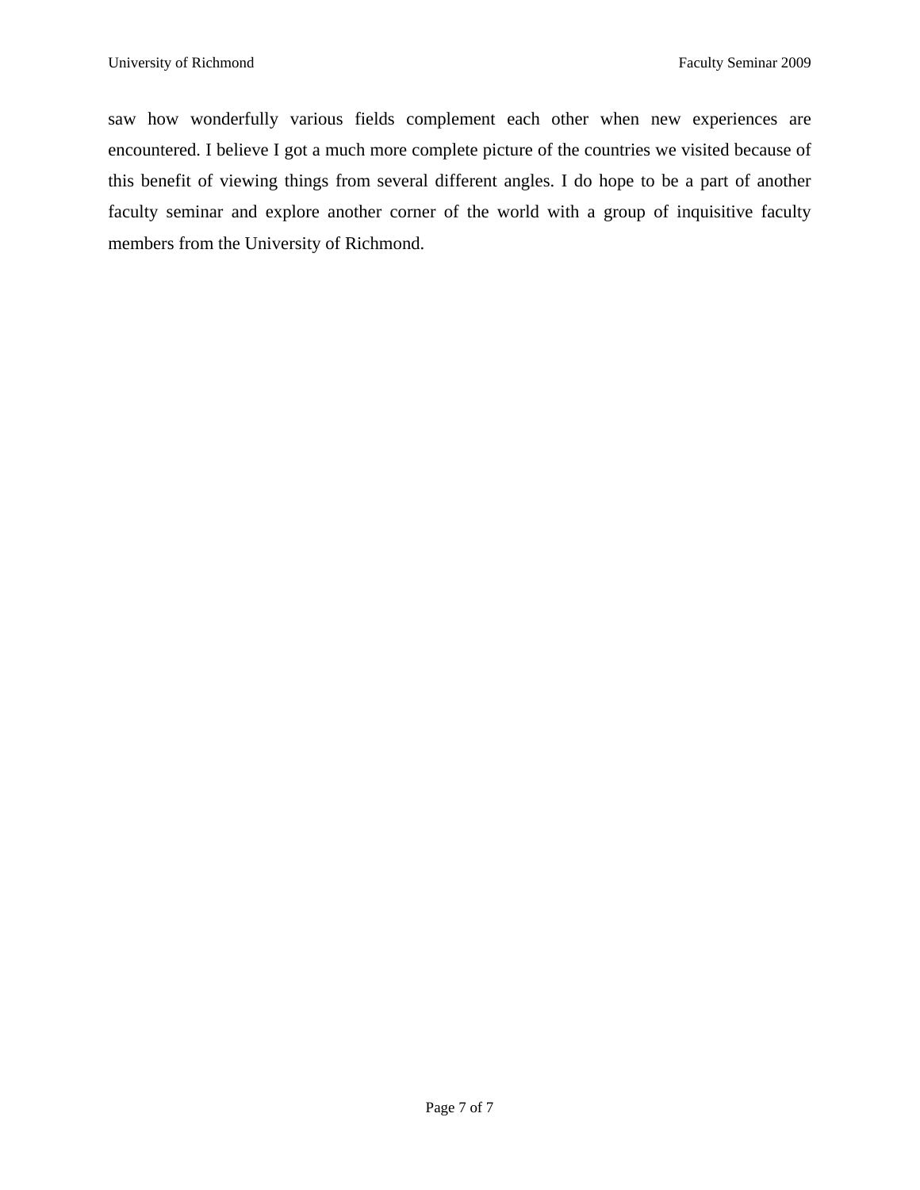saw how wonderfully various fields complement each other when new experiences are encountered. I believe I got a much more complete picture of the countries we visited because of this benefit of viewing things from several different angles. I do hope to be a part of another faculty seminar and explore another corner of the world with a group of inquisitive faculty members from the University of Richmond.